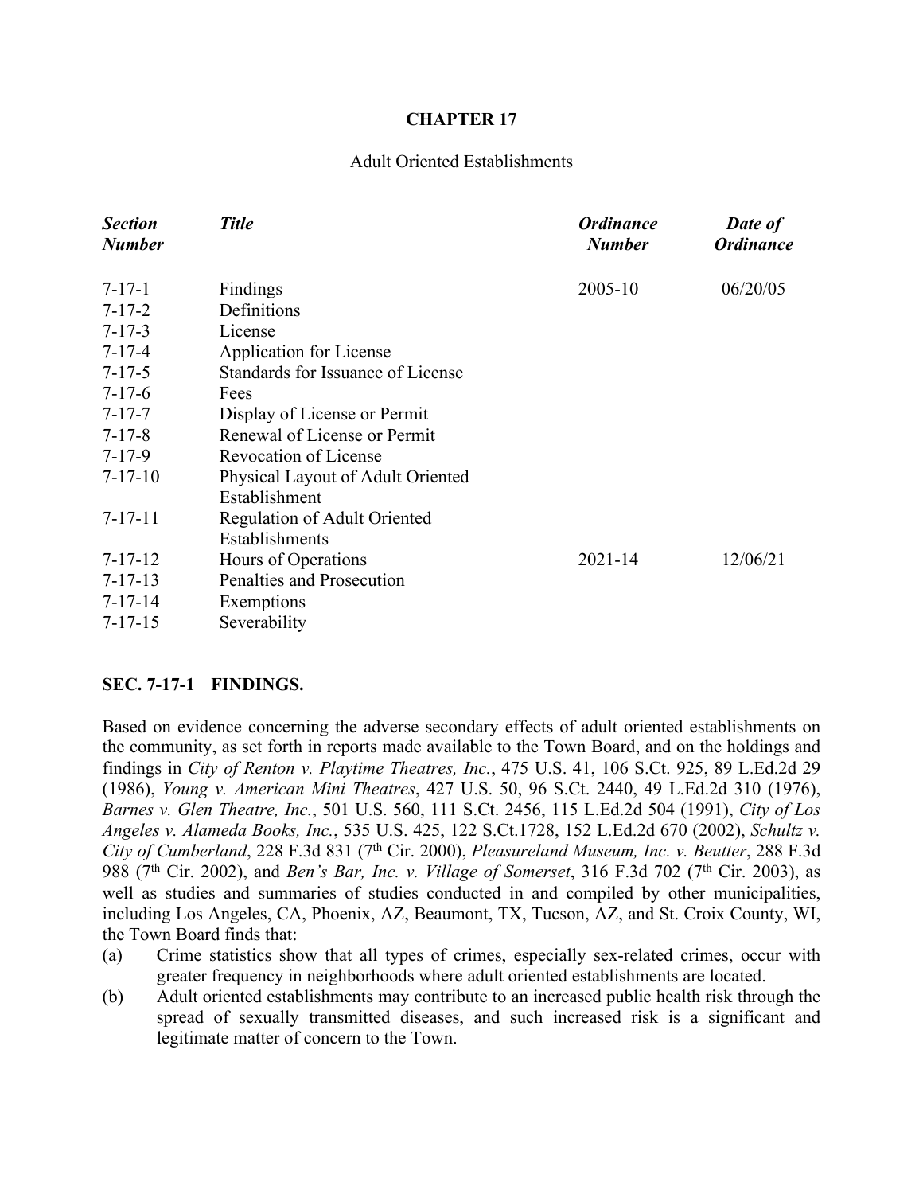# CHAPTER 17

Adult Oriented Establishments

| *Section Number* | *Title* | *Ordinance Number* | *Date of Ordinance* |
|---|---|---|---|
| 7-17-1 | Findings | 2005-10 | 06/20/05 |
| 7-17-2 | Definitions | | |
| 7-17-3 | License | | |
| 7-17-4 | Application for License | | |
| 7-17-5 | Standards for Issuance of License | | |
| 7-17-6 | Fees | | |
| 7-17-7 | Display of License or Permit | | |
| 7-17-8 | Renewal of License or Permit | | |
| 7-17-9 | Revocation of License | | |
| 7-17-10 | Physical Layout of Adult Oriented Establishment | | |
| 7-17-11 | Regulation of Adult Oriented Establishments | | |
| 7-17-12 | Hours of Operations | 2021-14 | 12/06/21 |
| 7-17-13 | Penalties and Prosecution | | |
| 7-17-14 | Exemptions | | |
| 7-17-15 | Severability | | |

## SEC. 7-17-1 FINDINGS.

Based on evidence concerning the adverse secondary effects of adult oriented establishments on the community, as set forth in reports made available to the Town Board, and on the holdings and findings in *City of Renton v. Playtime Theatres, Inc.*, 475 U.S. 41, 106 S.Ct. 925, 89 L.Ed.2d 29 (1986), *Young v. American Mini Theatres*, 427 U.S. 50, 96 S.Ct. 2440, 49 L.Ed.2d 310 (1976), *Barnes v. Glen Theatre, Inc.*, 501 U.S. 560, 111 S.Ct. 2456, 115 L.Ed.2d 504 (1991), *City of Los Angeles v. Alameda Books, Inc.*, 535 U.S. 425, 122 S.Ct.1728, 152 L.Ed.2d 670 (2002), *Schultz v. City of Cumberland*, 228 F.3d 831 (7th Cir. 2000), *Pleasureland Museum, Inc. v. Beutter*, 288 F.3d 988 (7th Cir. 2002), and *Ben's Bar, Inc. v. Village of Somerset*, 316 F.3d 702 (7th Cir. 2003), as well as studies and summaries of studies conducted in and compiled by other municipalities, including Los Angeles, CA, Phoenix, AZ, Beaumont, TX, Tucson, AZ, and St. Croix County, WI, the Town Board finds that:

(a) Crime statistics show that all types of crimes, especially sex-related crimes, occur with greater frequency in neighborhoods where adult oriented establishments are located.

(b) Adult oriented establishments may contribute to an increased public health risk through the spread of sexually transmitted diseases, and such increased risk is a significant and legitimate matter of concern to the Town.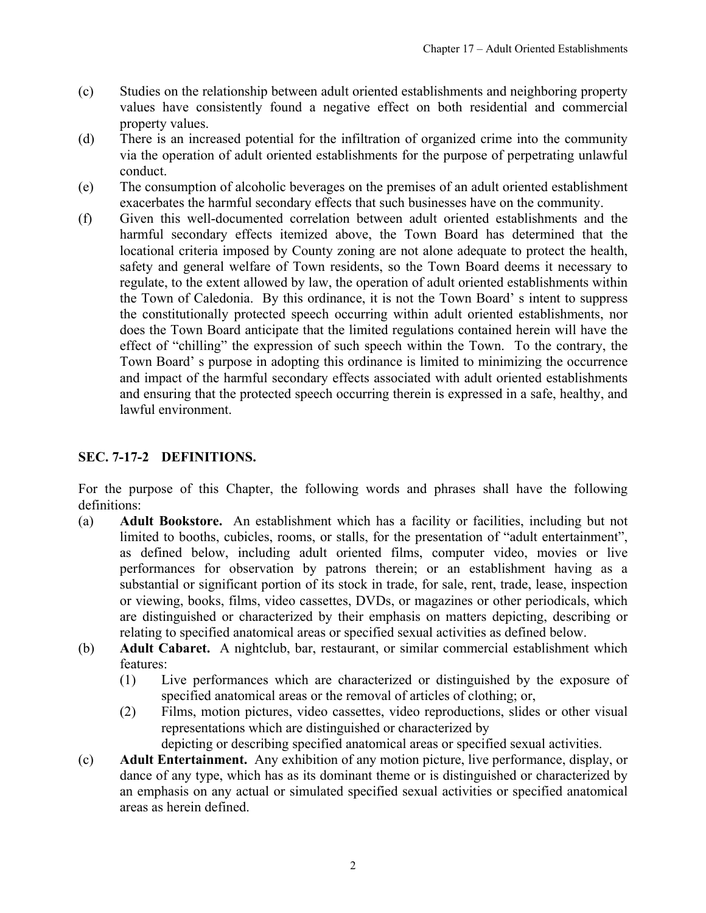(c) Studies on the relationship between adult oriented establishments and neighboring property values have consistently found a negative effect on both residential and commercial property values.

(d) There is an increased potential for the infiltration of organized crime into the community via the operation of adult oriented establishments for the purpose of perpetrating unlawful conduct.

(e) The consumption of alcoholic beverages on the premises of an adult oriented establishment exacerbates the harmful secondary effects that such businesses have on the community.

(f) Given this well-documented correlation between adult oriented establishments and the harmful secondary effects itemized above, the Town Board has determined that the locational criteria imposed by County zoning are not alone adequate to protect the health, safety and general welfare of Town residents, so the Town Board deems it necessary to regulate, to the extent allowed by law, the operation of adult oriented establishments within the Town of Caledonia. By this ordinance, it is not the Town Board' s intent to suppress the constitutionally protected speech occurring within adult oriented establishments, nor does the Town Board anticipate that the limited regulations contained herein will have the effect of "chilling" the expression of such speech within the Town. To the contrary, the Town Board' s purpose in adopting this ordinance is limited to minimizing the occurrence and impact of the harmful secondary effects associated with adult oriented establishments and ensuring that the protected speech occurring therein is expressed in a safe, healthy, and lawful environment.

## SEC. 7-17-2 DEFINITIONS.

For the purpose of this Chapter, the following words and phrases shall have the following definitions:

(a) **Adult Bookstore.** An establishment which has a facility or facilities, including but not limited to booths, cubicles, rooms, or stalls, for the presentation of "adult entertainment", as defined below, including adult oriented films, computer video, movies or live performances for observation by patrons therein; or an establishment having as a substantial or significant portion of its stock in trade, for sale, rent, trade, lease, inspection or viewing, books, films, video cassettes, DVDs, or magazines or other periodicals, which are distinguished or characterized by their emphasis on matters depicting, describing or relating to specified anatomical areas or specified sexual activities as defined below.

(b) **Adult Cabaret.** A nightclub, bar, restaurant, or similar commercial establishment which features:

   (1) Live performances which are characterized or distinguished by the exposure of specified anatomical areas or the removal of articles of clothing; or,

   (2) Films, motion pictures, video cassettes, video reproductions, slides or other visual representations which are distinguished or characterized by depicting or describing specified anatomical areas or specified sexual activities.

(c) **Adult Entertainment.** Any exhibition of any motion picture, live performance, display, or dance of any type, which has as its dominant theme or is distinguished or characterized by an emphasis on any actual or simulated specified sexual activities or specified anatomical areas as herein defined.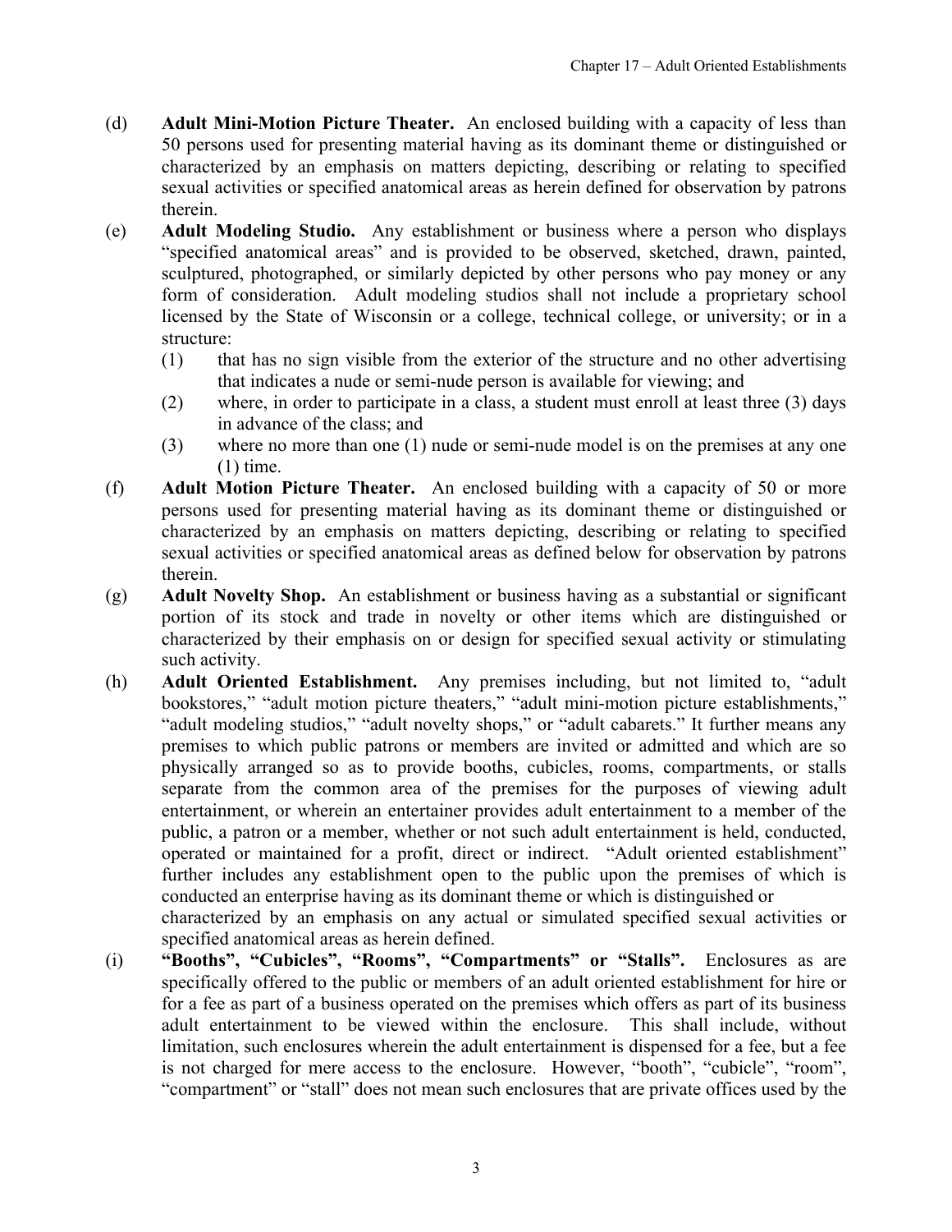(d) **Adult Mini-Motion Picture Theater.** An enclosed building with a capacity of less than 50 persons used for presenting material having as its dominant theme or distinguished or characterized by an emphasis on matters depicting, describing or relating to specified sexual activities or specified anatomical areas as herein defined for observation by patrons therein.

(e) **Adult Modeling Studio.** Any establishment or business where a person who displays "specified anatomical areas" and is provided to be observed, sketched, drawn, painted, sculptured, photographed, or similarly depicted by other persons who pay money or any form of consideration. Adult modeling studios shall not include a proprietary school licensed by the State of Wisconsin or a college, technical college, or university; or in a structure:

   (1) that has no sign visible from the exterior of the structure and no other advertising that indicates a nude or semi-nude person is available for viewing; and
   
   (2) where, in order to participate in a class, a student must enroll at least three (3) days in advance of the class; and
   
   (3) where no more than one (1) nude or semi-nude model is on the premises at any one (1) time.

(f) **Adult Motion Picture Theater.** An enclosed building with a capacity of 50 or more persons used for presenting material having as its dominant theme or distinguished or characterized by an emphasis on matters depicting, describing or relating to specified sexual activities or specified anatomical areas as defined below for observation by patrons therein.

(g) **Adult Novelty Shop.** An establishment or business having as a substantial or significant portion of its stock and trade in novelty or other items which are distinguished or characterized by their emphasis on or design for specified sexual activity or stimulating such activity.

(h) **Adult Oriented Establishment.** Any premises including, but not limited to, "adult bookstores," "adult motion picture theaters," "adult mini-motion picture establishments," "adult modeling studios," "adult novelty shops," or "adult cabarets." It further means any premises to which public patrons or members are invited or admitted and which are so physically arranged so as to provide booths, cubicles, rooms, compartments, or stalls separate from the common area of the premises for the purposes of viewing adult entertainment, or wherein an entertainer provides adult entertainment to a member of the public, a patron or a member, whether or not such adult entertainment is held, conducted, operated or maintained for a profit, direct or indirect. "Adult oriented establishment" further includes any establishment open to the public upon the premises of which is conducted an enterprise having as its dominant theme or which is distinguished or characterized by an emphasis on any actual or simulated specified sexual activities or specified anatomical areas as herein defined.

(i) **"Booths", "Cubicles", "Rooms", "Compartments" or "Stalls".** Enclosures as are specifically offered to the public or members of an adult oriented establishment for hire or for a fee as part of a business operated on the premises which offers as part of its business adult entertainment to be viewed within the enclosure. This shall include, without limitation, such enclosures wherein the adult entertainment is dispensed for a fee, but a fee is not charged for mere access to the enclosure. However, "booth", "cubicle", "room", "compartment" or "stall" does not mean such enclosures that are private offices used by the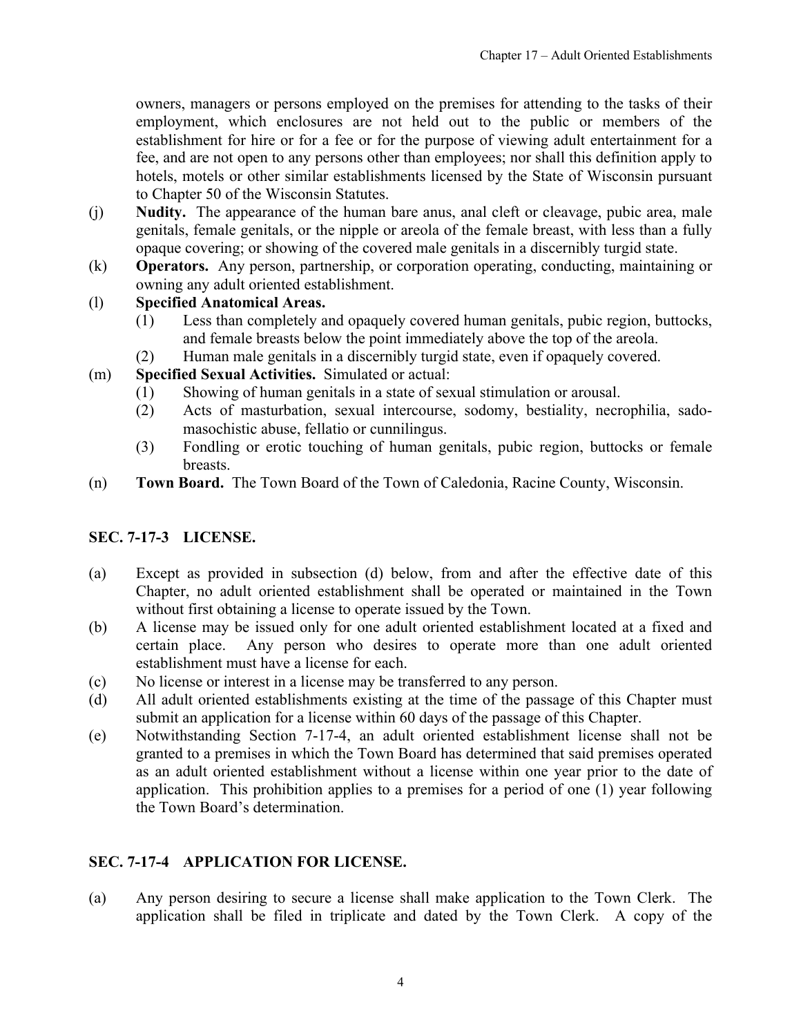owners, managers or persons employed on the premises for attending to the tasks of their employment, which enclosures are not held out to the public or members of the establishment for hire or for a fee or for the purpose of viewing adult entertainment for a fee, and are not open to any persons other than employees; nor shall this definition apply to hotels, motels or other similar establishments licensed by the State of Wisconsin pursuant to Chapter 50 of the Wisconsin Statutes.

(j) **Nudity.** The appearance of the human bare anus, anal cleft or cleavage, pubic area, male genitals, female genitals, or the nipple or areola of the female breast, with less than a fully opaque covering; or showing of the covered male genitals in a discernibly turgid state.

(k) **Operators.** Any person, partnership, or corporation operating, conducting, maintaining or owning any adult oriented establishment.

(l) **Specified Anatomical Areas.**

   (1) Less than completely and opaquely covered human genitals, pubic region, buttocks, and female breasts below the point immediately above the top of the areola.

   (2) Human male genitals in a discernibly turgid state, even if opaquely covered.

(m) **Specified Sexual Activities.** Simulated or actual:

   (1) Showing of human genitals in a state of sexual stimulation or arousal.

   (2) Acts of masturbation, sexual intercourse, sodomy, bestiality, necrophilia, sado-masochistic abuse, fellatio or cunnilingus.

   (3) Fondling or erotic touching of human genitals, pubic region, buttocks or female breasts.

(n) **Town Board.** The Town Board of the Town of Caledonia, Racine County, Wisconsin.

## SEC. 7-17-3 LICENSE.

(a) Except as provided in subsection (d) below, from and after the effective date of this Chapter, no adult oriented establishment shall be operated or maintained in the Town without first obtaining a license to operate issued by the Town.

(b) A license may be issued only for one adult oriented establishment located at a fixed and certain place. Any person who desires to operate more than one adult oriented establishment must have a license for each.

(c) No license or interest in a license may be transferred to any person.

(d) All adult oriented establishments existing at the time of the passage of this Chapter must submit an application for a license within 60 days of the passage of this Chapter.

(e) Notwithstanding Section 7-17-4, an adult oriented establishment license shall not be granted to a premises in which the Town Board has determined that said premises operated as an adult oriented establishment without a license within one year prior to the date of application. This prohibition applies to a premises for a period of one (1) year following the Town Board's determination.

## SEC. 7-17-4 APPLICATION FOR LICENSE.

(a) Any person desiring to secure a license shall make application to the Town Clerk. The application shall be filed in triplicate and dated by the Town Clerk. A copy of the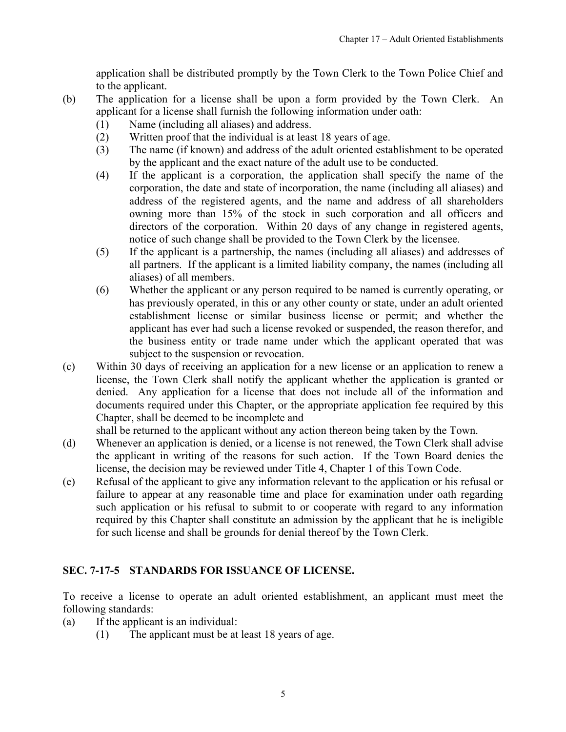application shall be distributed promptly by the Town Clerk to the Town Police Chief and to the applicant.

(b) The application for a license shall be upon a form provided by the Town Clerk. An applicant for a license shall furnish the following information under oath:
   (1) Name (including all aliases) and address.
   (2) Written proof that the individual is at least 18 years of age.
   (3) The name (if known) and address of the adult oriented establishment to be operated by the applicant and the exact nature of the adult use to be conducted.
   (4) If the applicant is a corporation, the application shall specify the name of the corporation, the date and state of incorporation, the name (including all aliases) and address of the registered agents, and the name and address of all shareholders owning more than 15% of the stock in such corporation and all officers and directors of the corporation. Within 20 days of any change in registered agents, notice of such change shall be provided to the Town Clerk by the licensee.
   (5) If the applicant is a partnership, the names (including all aliases) and addresses of all partners. If the applicant is a limited liability company, the names (including all aliases) of all members.
   (6) Whether the applicant or any person required to be named is currently operating, or has previously operated, in this or any other county or state, under an adult oriented establishment license or similar business license or permit; and whether the applicant has ever had such a license revoked or suspended, the reason therefor, and the business entity or trade name under which the applicant operated that was subject to the suspension or revocation.

(c) Within 30 days of receiving an application for a new license or an application to renew a license, the Town Clerk shall notify the applicant whether the application is granted or denied. Any application for a license that does not include all of the information and documents required under this Chapter, or the appropriate application fee required by this Chapter, shall be deemed to be incomplete and shall be returned to the applicant without any action thereon being taken by the Town.

(d) Whenever an application is denied, or a license is not renewed, the Town Clerk shall advise the applicant in writing of the reasons for such action. If the Town Board denies the license, the decision may be reviewed under Title 4, Chapter 1 of this Town Code.

(e) Refusal of the applicant to give any information relevant to the application or his refusal or failure to appear at any reasonable time and place for examination under oath regarding such application or his refusal to submit to or cooperate with regard to any information required by this Chapter shall constitute an admission by the applicant that he is ineligible for such license and shall be grounds for denial thereof by the Town Clerk.

## SEC. 7-17-5 STANDARDS FOR ISSUANCE OF LICENSE.

To receive a license to operate an adult oriented establishment, an applicant must meet the following standards:

(a) If the applicant is an individual:
   (1) The applicant must be at least 18 years of age.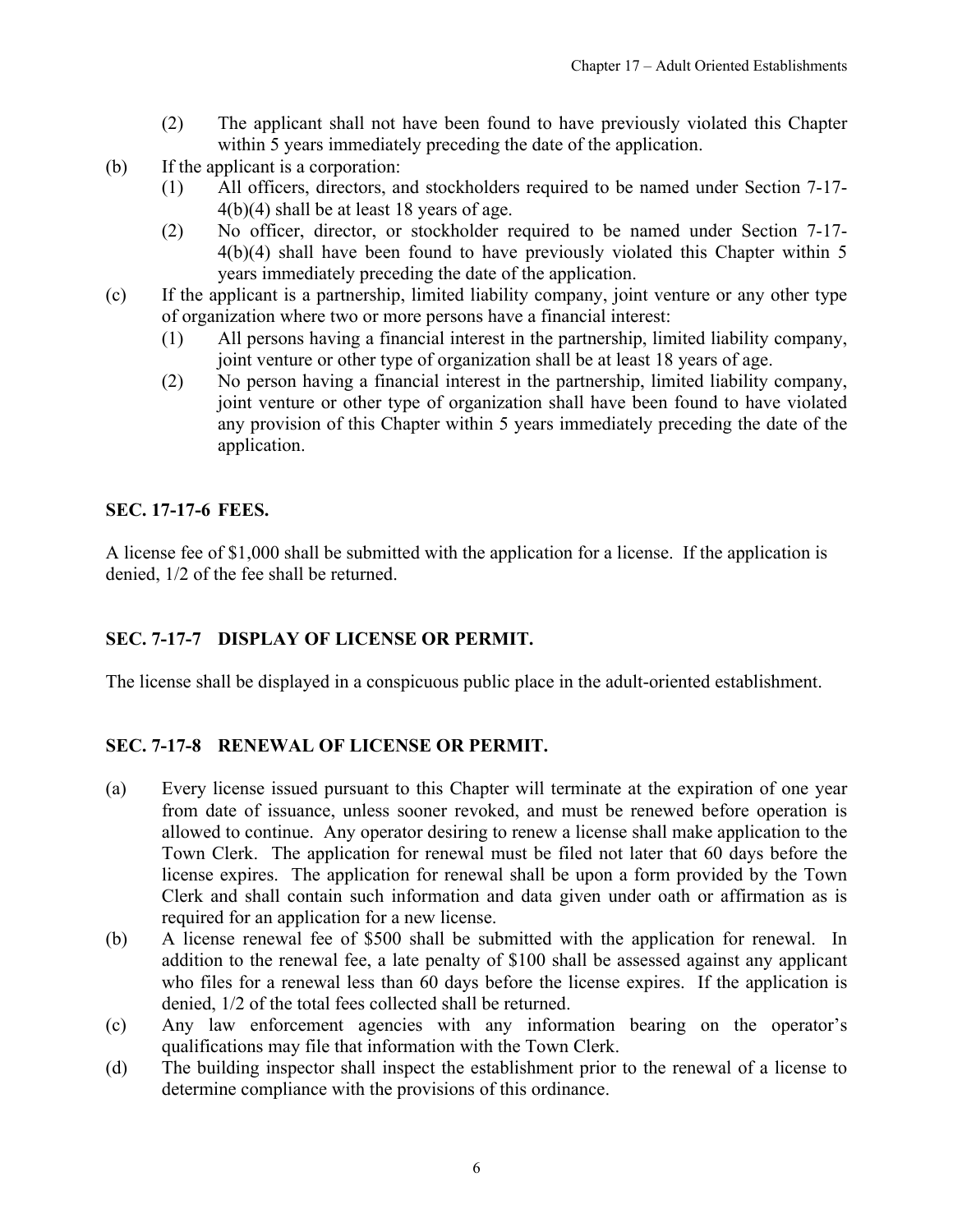(2) The applicant shall not have been found to have previously violated this Chapter within 5 years immediately preceding the date of the application.

(b) If the applicant is a corporation:
   (1) All officers, directors, and stockholders required to be named under Section 7-17-4(b)(4) shall be at least 18 years of age.
   (2) No officer, director, or stockholder required to be named under Section 7-17-4(b)(4) shall have been found to have previously violated this Chapter within 5 years immediately preceding the date of the application.

(c) If the applicant is a partnership, limited liability company, joint venture or any other type of organization where two or more persons have a financial interest:
   (1) All persons having a financial interest in the partnership, limited liability company, joint venture or other type of organization shall be at least 18 years of age.
   (2) No person having a financial interest in the partnership, limited liability company, joint venture or other type of organization shall have been found to have violated any provision of this Chapter within 5 years immediately preceding the date of the application.

## SEC. 17-17-6 FEES.

A license fee of $1,000 shall be submitted with the application for a license. If the application is denied, 1/2 of the fee shall be returned.

## SEC. 7-17-7 DISPLAY OF LICENSE OR PERMIT.

The license shall be displayed in a conspicuous public place in the adult-oriented establishment.

## SEC. 7-17-8 RENEWAL OF LICENSE OR PERMIT.

(a) Every license issued pursuant to this Chapter will terminate at the expiration of one year from date of issuance, unless sooner revoked, and must be renewed before operation is allowed to continue. Any operator desiring to renew a license shall make application to the Town Clerk. The application for renewal must be filed not later that 60 days before the license expires. The application for renewal shall be upon a form provided by the Town Clerk and shall contain such information and data given under oath or affirmation as is required for an application for a new license.

(b) A license renewal fee of $500 shall be submitted with the application for renewal. In addition to the renewal fee, a late penalty of $100 shall be assessed against any applicant who files for a renewal less than 60 days before the license expires. If the application is denied, 1/2 of the total fees collected shall be returned.

(c) Any law enforcement agencies with any information bearing on the operator's qualifications may file that information with the Town Clerk.

(d) The building inspector shall inspect the establishment prior to the renewal of a license to determine compliance with the provisions of this ordinance.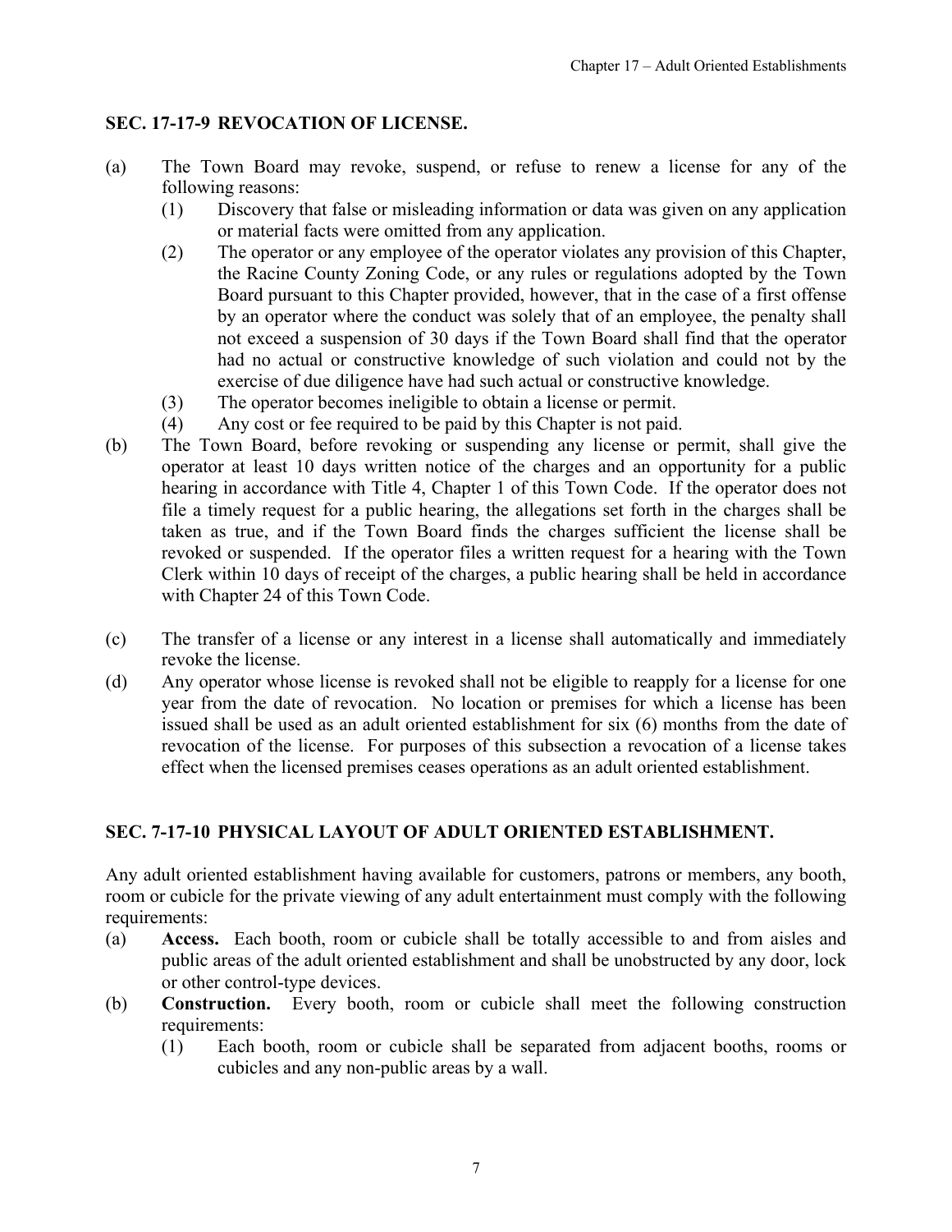## SEC. 17-17-9 REVOCATION OF LICENSE.

(a) The Town Board may revoke, suspend, or refuse to renew a license for any of the following reasons:
   (1) Discovery that false or misleading information or data was given on any application or material facts were omitted from any application.
   (2) The operator or any employee of the operator violates any provision of this Chapter, the Racine County Zoning Code, or any rules or regulations adopted by the Town Board pursuant to this Chapter provided, however, that in the case of a first offense by an operator where the conduct was solely that of an employee, the penalty shall not exceed a suspension of 30 days if the Town Board shall find that the operator had no actual or constructive knowledge of such violation and could not by the exercise of due diligence have had such actual or constructive knowledge.
   (3) The operator becomes ineligible to obtain a license or permit.
   (4) Any cost or fee required to be paid by this Chapter is not paid.

(b) The Town Board, before revoking or suspending any license or permit, shall give the operator at least 10 days written notice of the charges and an opportunity for a public hearing in accordance with Title 4, Chapter 1 of this Town Code. If the operator does not file a timely request for a public hearing, the allegations set forth in the charges shall be taken as true, and if the Town Board finds the charges sufficient the license shall be revoked or suspended. If the operator files a written request for a hearing with the Town Clerk within 10 days of receipt of the charges, a public hearing shall be held in accordance with Chapter 24 of this Town Code.

(c) The transfer of a license or any interest in a license shall automatically and immediately revoke the license.

(d) Any operator whose license is revoked shall not be eligible to reapply for a license for one year from the date of revocation. No location or premises for which a license has been issued shall be used as an adult oriented establishment for six (6) months from the date of revocation of the license. For purposes of this subsection a revocation of a license takes effect when the licensed premises ceases operations as an adult oriented establishment.

## SEC. 7-17-10 PHYSICAL LAYOUT OF ADULT ORIENTED ESTABLISHMENT.

Any adult oriented establishment having available for customers, patrons or members, any booth, room or cubicle for the private viewing of any adult entertainment must comply with the following requirements:

(a) **Access.** Each booth, room or cubicle shall be totally accessible to and from aisles and public areas of the adult oriented establishment and shall be unobstructed by any door, lock or other control-type devices.

(b) **Construction.** Every booth, room or cubicle shall meet the following construction requirements:
   (1) Each booth, room or cubicle shall be separated from adjacent booths, rooms or cubicles and any non-public areas by a wall.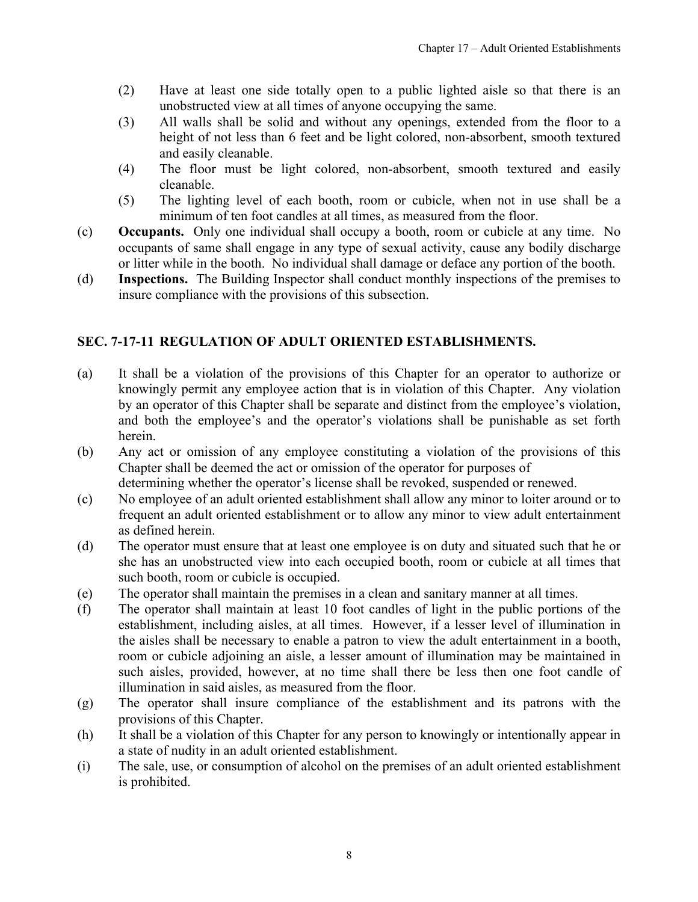(2) Have at least one side totally open to a public lighted aisle so that there is an unobstructed view at all times of anyone occupying the same.

(3) All walls shall be solid and without any openings, extended from the floor to a height of not less than 6 feet and be light colored, non-absorbent, smooth textured and easily cleanable.

(4) The floor must be light colored, non-absorbent, smooth textured and easily cleanable.

(5) The lighting level of each booth, room or cubicle, when not in use shall be a minimum of ten foot candles at all times, as measured from the floor.

(c) **Occupants.** Only one individual shall occupy a booth, room or cubicle at any time. No occupants of same shall engage in any type of sexual activity, cause any bodily discharge or litter while in the booth. No individual shall damage or deface any portion of the booth.

(d) **Inspections.** The Building Inspector shall conduct monthly inspections of the premises to insure compliance with the provisions of this subsection.

## SEC. 7-17-11 REGULATION OF ADULT ORIENTED ESTABLISHMENTS.

(a) It shall be a violation of the provisions of this Chapter for an operator to authorize or knowingly permit any employee action that is in violation of this Chapter. Any violation by an operator of this Chapter shall be separate and distinct from the employee's violation, and both the employee's and the operator's violations shall be punishable as set forth herein.

(b) Any act or omission of any employee constituting a violation of the provisions of this Chapter shall be deemed the act or omission of the operator for purposes of determining whether the operator's license shall be revoked, suspended or renewed.

(c) No employee of an adult oriented establishment shall allow any minor to loiter around or to frequent an adult oriented establishment or to allow any minor to view adult entertainment as defined herein.

(d) The operator must ensure that at least one employee is on duty and situated such that he or she has an unobstructed view into each occupied booth, room or cubicle at all times that such booth, room or cubicle is occupied.

(e) The operator shall maintain the premises in a clean and sanitary manner at all times.

(f) The operator shall maintain at least 10 foot candles of light in the public portions of the establishment, including aisles, at all times. However, if a lesser level of illumination in the aisles shall be necessary to enable a patron to view the adult entertainment in a booth, room or cubicle adjoining an aisle, a lesser amount of illumination may be maintained in such aisles, provided, however, at no time shall there be less then one foot candle of illumination in said aisles, as measured from the floor.

(g) The operator shall insure compliance of the establishment and its patrons with the provisions of this Chapter.

(h) It shall be a violation of this Chapter for any person to knowingly or intentionally appear in a state of nudity in an adult oriented establishment.

(i) The sale, use, or consumption of alcohol on the premises of an adult oriented establishment is prohibited.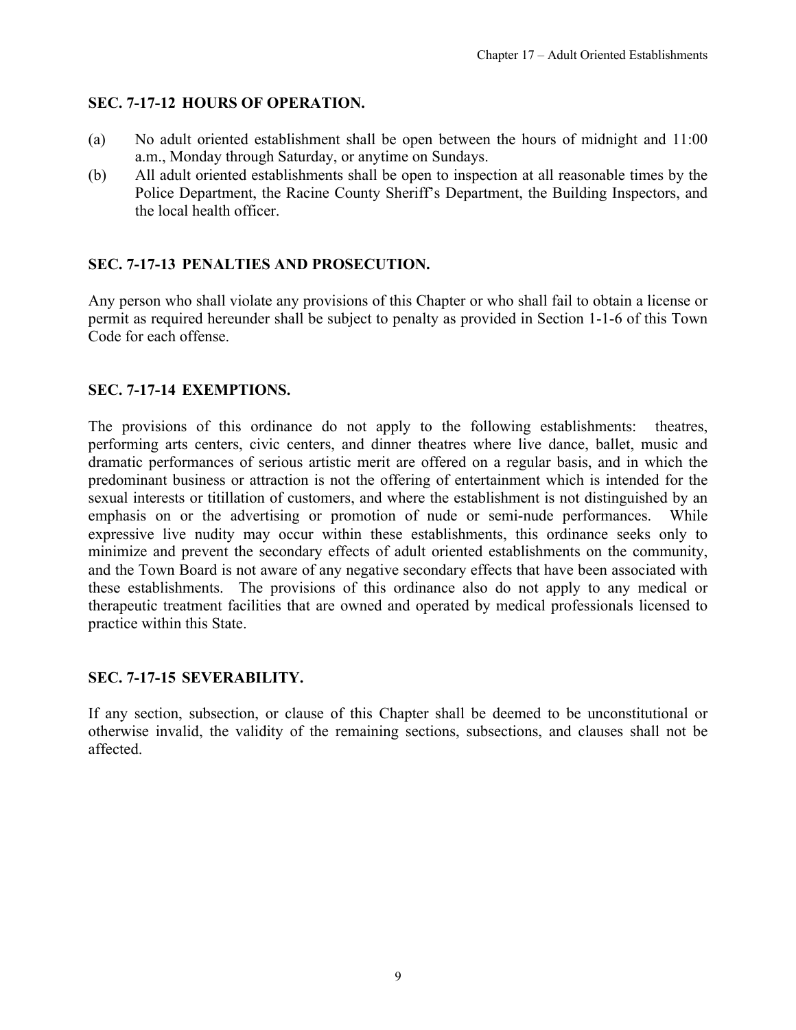### SEC. 7-17-12 HOURS OF OPERATION.

(a) No adult oriented establishment shall be open between the hours of midnight and 11:00 a.m., Monday through Saturday, or anytime on Sundays.

(b) All adult oriented establishments shall be open to inspection at all reasonable times by the Police Department, the Racine County Sheriff's Department, the Building Inspectors, and the local health officer.

### SEC. 7-17-13 PENALTIES AND PROSECUTION.

Any person who shall violate any provisions of this Chapter or who shall fail to obtain a license or permit as required hereunder shall be subject to penalty as provided in Section 1-1-6 of this Town Code for each offense.

### SEC. 7-17-14 EXEMPTIONS.

The provisions of this ordinance do not apply to the following establishments: theatres, performing arts centers, civic centers, and dinner theatres where live dance, ballet, music and dramatic performances of serious artistic merit are offered on a regular basis, and in which the predominant business or attraction is not the offering of entertainment which is intended for the sexual interests or titillation of customers, and where the establishment is not distinguished by an emphasis on or the advertising or promotion of nude or semi-nude performances. While expressive live nudity may occur within these establishments, this ordinance seeks only to minimize and prevent the secondary effects of adult oriented establishments on the community, and the Town Board is not aware of any negative secondary effects that have been associated with these establishments. The provisions of this ordinance also do not apply to any medical or therapeutic treatment facilities that are owned and operated by medical professionals licensed to practice within this State.

### SEC. 7-17-15 SEVERABILITY.

If any section, subsection, or clause of this Chapter shall be deemed to be unconstitutional or otherwise invalid, the validity of the remaining sections, subsections, and clauses shall not be affected.